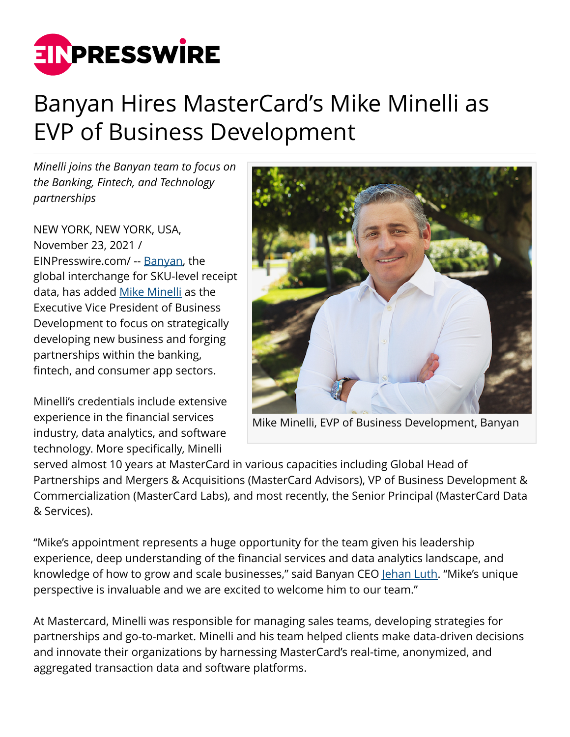# Banyan Hires MasterCard's Mike Minelli as EVP of Business Development

*Minelli joins the Banyan team to focus on the Banking, Fintech, and Technology partnerships*

NEW YORK, NEW YORK, USA, November 23, 2021 / EINPresswire.com/ -- Banyan, the global interchange for SKU-level receipt data, has added Mike Minelli as the Executive Vice President of Business Development to focus on strategically developing new business and forging partnerships within the banking, fintech, and consumer app sectors.

Mike Minelli, EVP of Business Development, Banyan

Minelli's credentials include extensive experience in the financial services industry, data analytics, and software technology. More specifically, Minelli served almost 10 years at MasterCard in various capacities including Global Head of Partnerships and Mergers & Acquisitions (MasterCard Advisors), VP of Business Development & Commercialization (MasterCard Labs), and most recently, the Senior Principal (MasterCard Data & Services).

"Mike's appointment represents a huge opportunity for the team given his leadership experience, deep understanding of the financial services and data analytics landscape, and knowledge of how to grow and scale businesses," said Banyan CEO Jehan Luth. "Mike's unique perspective is invaluable and we are excited to welcome him to our team."

At Mastercard, Minelli was responsible for managing sales teams, developing strategies for partnerships and go-to-market. Minelli and his team helped clients make data-driven decisions and innovate their organizations by harnessing MasterCard's real-time, anonymized, and aggregated transaction data and software platforms.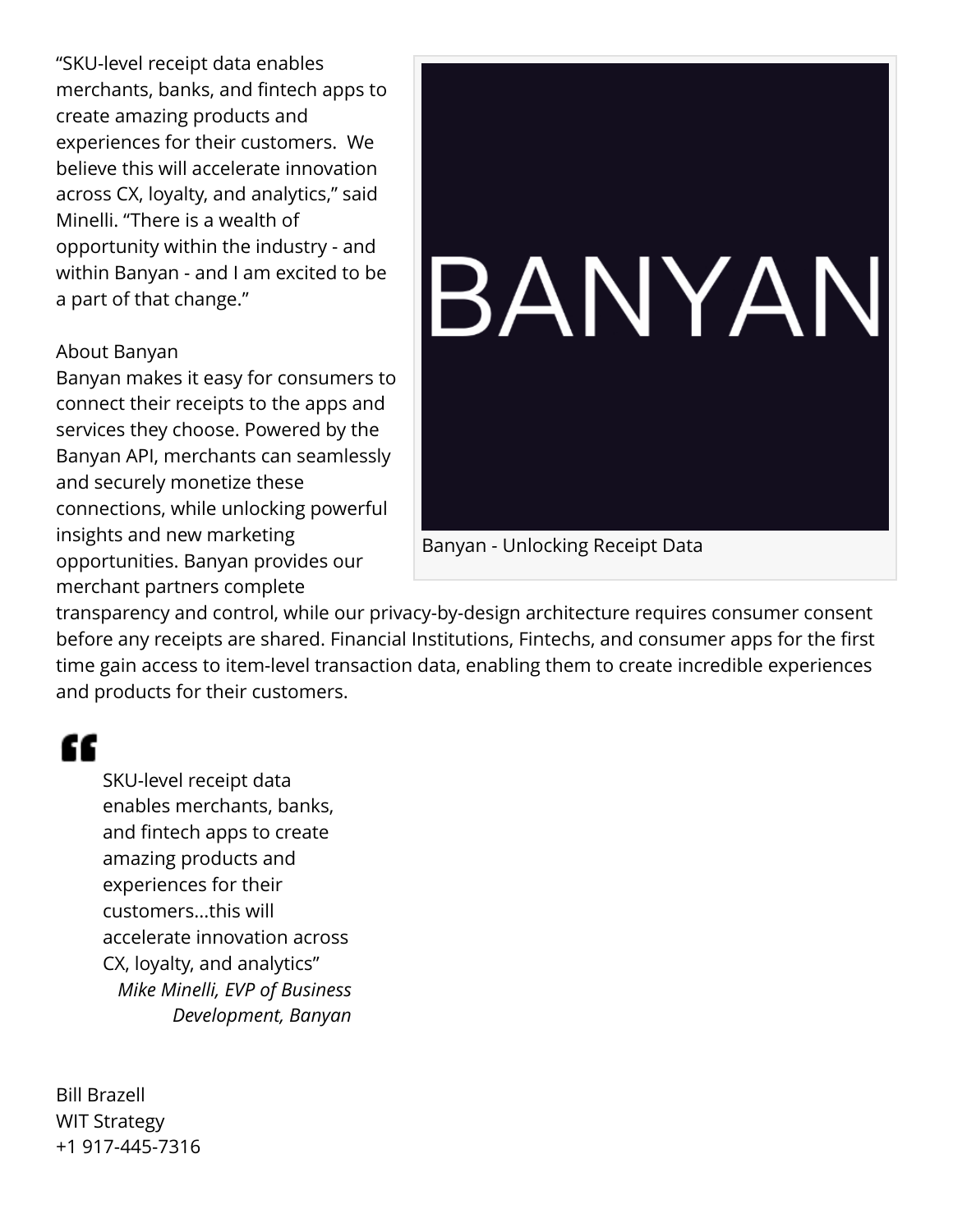"SKU-level receipt data enables merchants, banks, and fintech apps to create amazing products and experiences for their customers.  We believe this will accelerate innovation across CX, loyalty, and analytics," said Minelli. "There is a wealth of opportunity within the industry - and within Banyan - and I am excited to be a part of that change."

About Banyan
Banyan makes it easy for consumers to connect their receipts to the apps and services they choose. Powered by the Banyan API, merchants can seamlessly and securely monetize these connections, while unlocking powerful insights and new marketing opportunities. Banyan provides our merchant partners complete transparency and control, while our privacy-by-design architecture requires consumer consent before any receipts are shared. Financial Institutions, Fintechs, and consumer apps for the first time gain access to item-level transaction data, enabling them to create incredible experiences and products for their customers.

Banyan - Unlocking Receipt Data

> SKU-level receipt data enables merchants, banks, and fintech apps to create amazing products and experiences for their customers...this will accelerate innovation across CX, loyalty, and analytics"
>
> *Mike Minelli, EVP of Business Development, Banyan*

Bill Brazell
WIT Strategy
+1 917-445-7316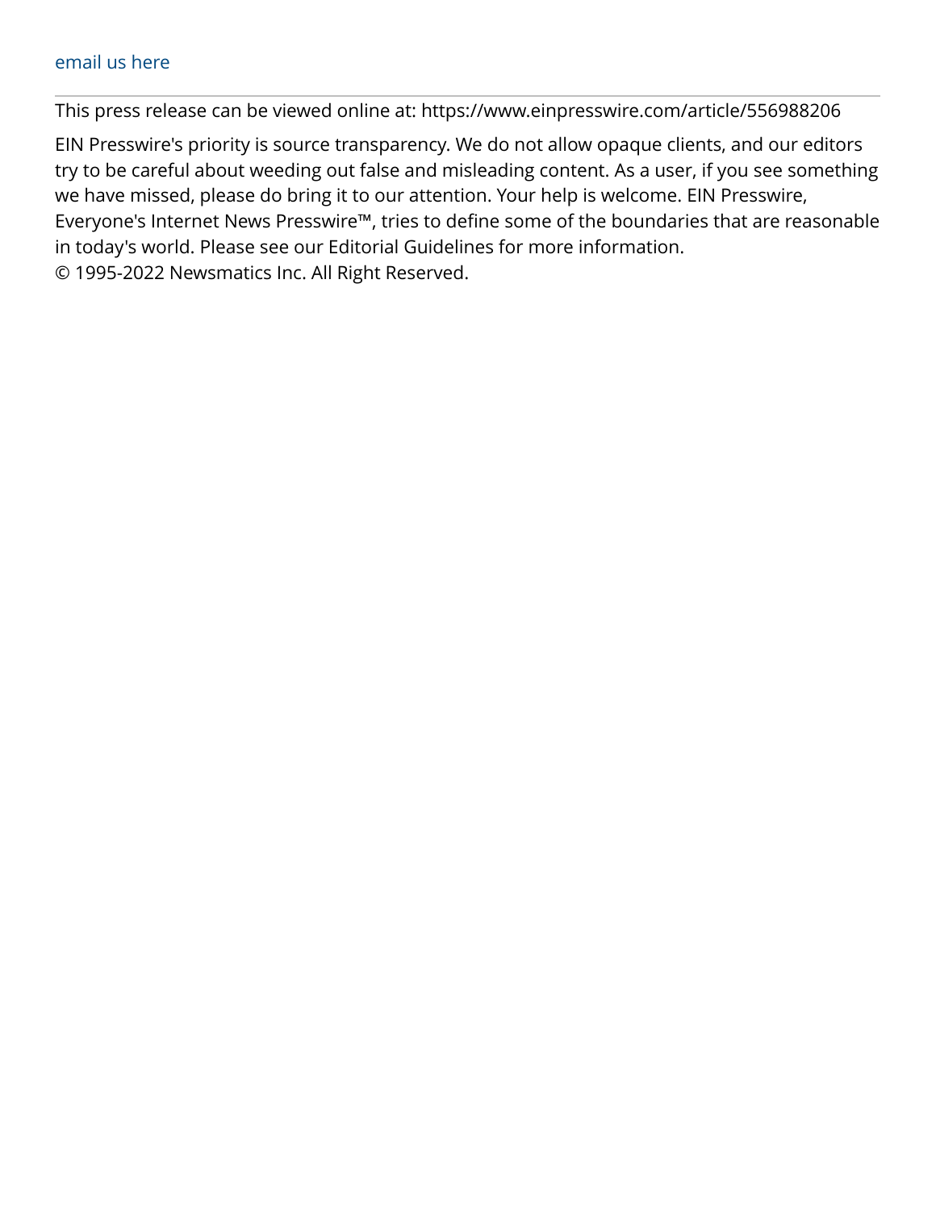email us here

---

This press release can be viewed online at: https://www.einpresswire.com/article/556988206

EIN Presswire's priority is source transparency. We do not allow opaque clients, and our editors try to be careful about weeding out false and misleading content. As a user, if you see something we have missed, please do bring it to our attention. Your help is welcome. EIN Presswire, Everyone's Internet News Presswire™, tries to define some of the boundaries that are reasonable in today's world. Please see our Editorial Guidelines for more information.
© 1995-2022 Newsmatics Inc. All Right Reserved.